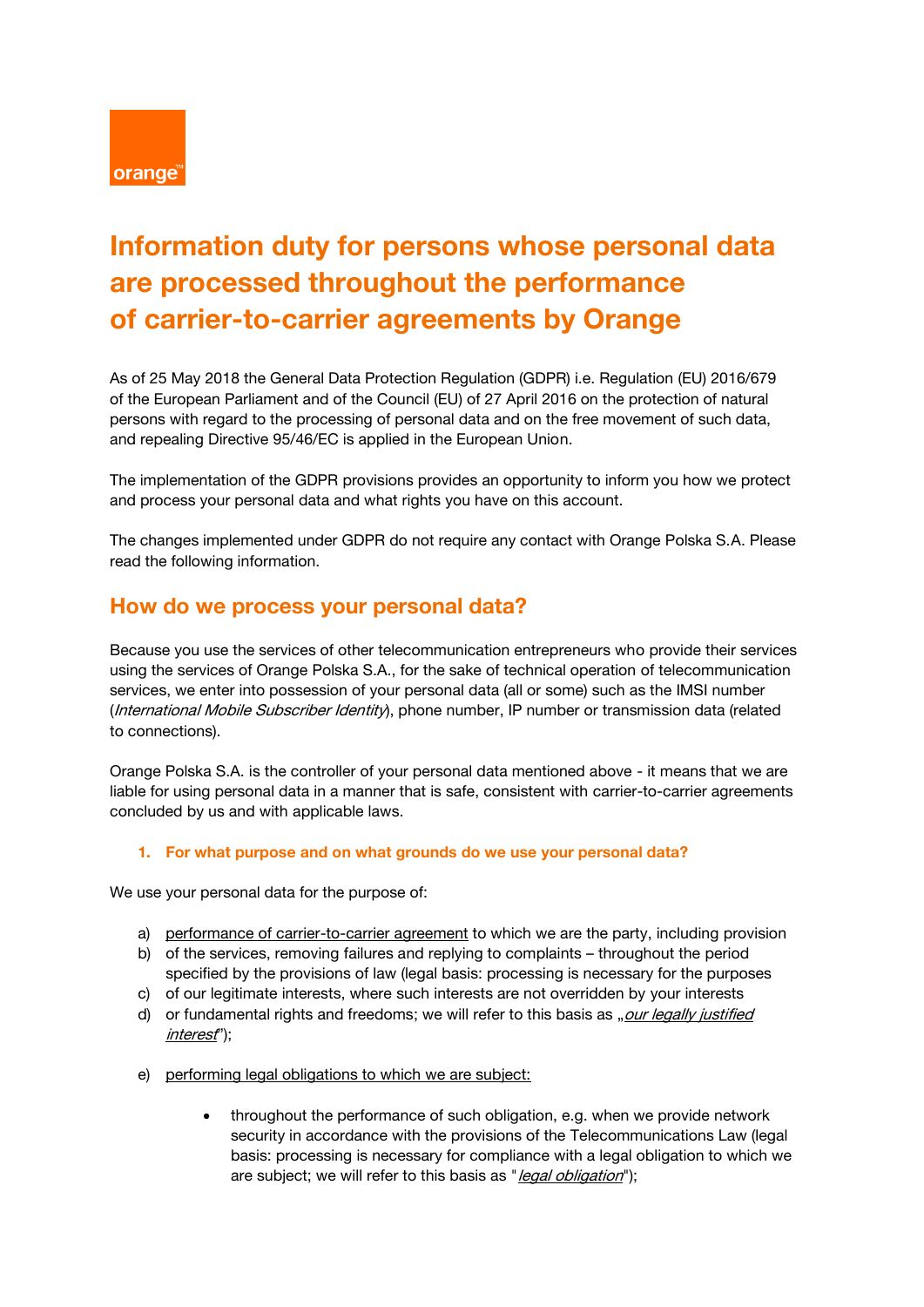orange™

# Information duty for persons whose personal data are processed throughout the performance of carrier-to-carrier agreements by Orange

As of 25 May 2018 the General Data Protection Regulation (GDPR) i.e. Regulation (EU) 2016/679 of the European Parliament and of the Council (EU) of 27 April 2016 on the protection of natural persons with regard to the processing of personal data and on the free movement of such data, and repealing Directive 95/46/EC is applied in the European Union.

The implementation of the GDPR provisions provides an opportunity to inform you how we protect and process your personal data and what rights you have on this account.

The changes implemented under GDPR do not require any contact with Orange Polska S.A. Please read the following information.

## How do we process your personal data?

Because you use the services of other telecommunication entrepreneurs who provide their services using the services of Orange Polska S.A., for the sake of technical operation of telecommunication services, we enter into possession of your personal data (all or some) such as the IMSI number (*International Mobile Subscriber Identity*), phone number, IP number or transmission data (related to connections).

Orange Polska S.A. is the controller of your personal data mentioned above - it means that we are liable for using personal data in a manner that is safe, consistent with carrier-to-carrier agreements concluded by us and with applicable laws.

### 1. For what purpose and on what grounds do we use your personal data?

We use your personal data for the purpose of:

a) performance of carrier-to-carrier agreement to which we are the party, including provision
b) of the services, removing failures and replying to complaints – throughout the period specified by the provisions of law (legal basis: processing is necessary for the purposes
c) of our legitimate interests, where such interests are not overridden by your interests
d) or fundamental rights and freedoms; we will refer to this basis as „*our legally justified interest*");

e) performing legal obligations to which we are subject:

- throughout the performance of such obligation, e.g. when we provide network security in accordance with the provisions of the Telecommunications Law (legal basis: processing is necessary for compliance with a legal obligation to which we are subject; we will refer to this basis as "*legal obligation*");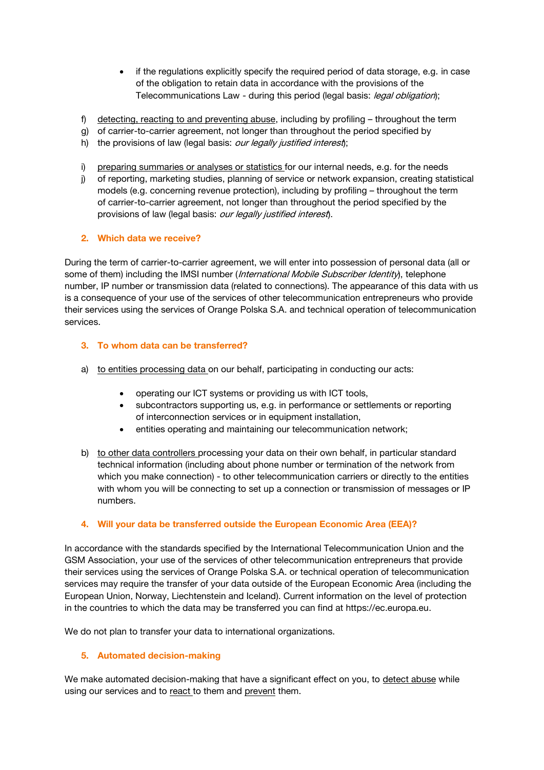- if the regulations explicitly specify the required period of data storage, e.g. in case of the obligation to retain data in accordance with the provisions of the Telecommunications Law - during this period (legal basis: *legal obligation*);

f) detecting, reacting to and preventing abuse, including by profiling – throughout the term
g) of carrier-to-carrier agreement, not longer than throughout the period specified by
h) the provisions of law (legal basis: *our legally justified interest*);

i) preparing summaries or analyses or statistics for our internal needs, e.g. for the needs
j) of reporting, marketing studies, planning of service or network expansion, creating statistical models (e.g. concerning revenue protection), including by profiling – throughout the term of carrier-to-carrier agreement, not longer than throughout the period specified by the provisions of law (legal basis: *our legally justified interest*).

## 2. Which data we receive?

During the term of carrier-to-carrier agreement, we will enter into possession of personal data (all or some of them) including the IMSI number (*International Mobile Subscriber Identity*), telephone number, IP number or transmission data (related to connections). The appearance of this data with us is a consequence of your use of the services of other telecommunication entrepreneurs who provide their services using the services of Orange Polska S.A. and technical operation of telecommunication services.

## 3. To whom data can be transferred?

a) to entities processing data on our behalf, participating in conducting our acts:

   - operating our ICT systems or providing us with ICT tools,
   - subcontractors supporting us, e.g. in performance or settlements or reporting of interconnection services or in equipment installation,
   - entities operating and maintaining our telecommunication network;

b) to other data controllers processing your data on their own behalf, in particular standard technical information (including about phone number or termination of the network from which you make connection) - to other telecommunication carriers or directly to the entities with whom you will be connecting to set up a connection or transmission of messages or IP numbers.

## 4. Will your data be transferred outside the European Economic Area (EEA)?

In accordance with the standards specified by the International Telecommunication Union and the GSM Association, your use of the services of other telecommunication entrepreneurs that provide their services using the services of Orange Polska S.A. or technical operation of telecommunication services may require the transfer of your data outside of the European Economic Area (including the European Union, Norway, Liechtenstein and Iceland). Current information on the level of protection in the countries to which the data may be transferred you can find at https://ec.europa.eu.

We do not plan to transfer your data to international organizations.

## 5. Automated decision-making

We make automated decision-making that have a significant effect on you, to detect abuse while using our services and to react to them and prevent them.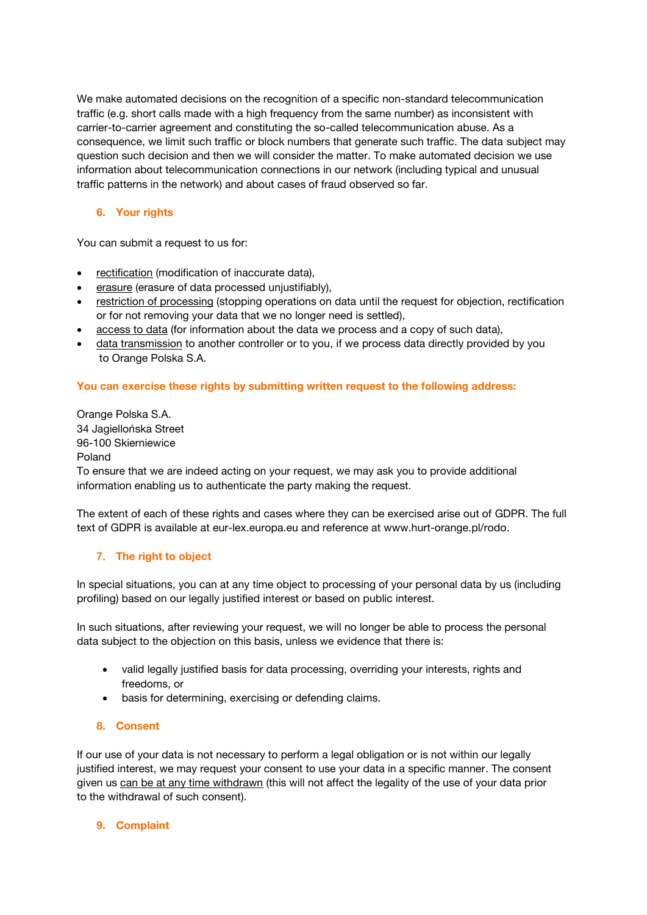We make automated decisions on the recognition of a specific non-standard telecommunication traffic (e.g. short calls made with a high frequency from the same number) as inconsistent with carrier-to-carrier agreement and constituting the so-called telecommunication abuse. As a consequence, we limit such traffic or block numbers that generate such traffic. The data subject may question such decision and then we will consider the matter. To make automated decision we use information about telecommunication connections in our network (including typical and unusual traffic patterns in the network) and about cases of fraud observed so far.

## 6. Your rights

You can submit a request to us for:

- rectification (modification of inaccurate data),
- erasure (erasure of data processed unjustifiably),
- restriction of processing (stopping operations on data until the request for objection, rectification or for not removing your data that we no longer need is settled),
- access to data (for information about the data we process and a copy of such data),
- data transmission to another controller or to you, if we process data directly provided by you to Orange Polska S.A.

**You can exercise these rights by submitting written request to the following address:**

Orange Polska S.A.
34 Jagiellońska Street
96-100 Skierniewice
Poland
To ensure that we are indeed acting on your request, we may ask you to provide additional information enabling us to authenticate the party making the request.

The extent of each of these rights and cases where they can be exercised arise out of GDPR. The full text of GDPR is available at eur-lex.europa.eu and reference at www.hurt-orange.pl/rodo.

## 7. The right to object

In special situations, you can at any time object to processing of your personal data by us (including profiling) based on our legally justified interest or based on public interest.

In such situations, after reviewing your request, we will no longer be able to process the personal data subject to the objection on this basis, unless we evidence that there is:

- valid legally justified basis for data processing, overriding your interests, rights and freedoms, or
- basis for determining, exercising or defending claims.

## 8. Consent

If our use of your data is not necessary to perform a legal obligation or is not within our legally justified interest, we may request your consent to use your data in a specific manner. The consent given us can be at any time withdrawn (this will not affect the legality of the use of your data prior to the withdrawal of such consent).

## 9. Complaint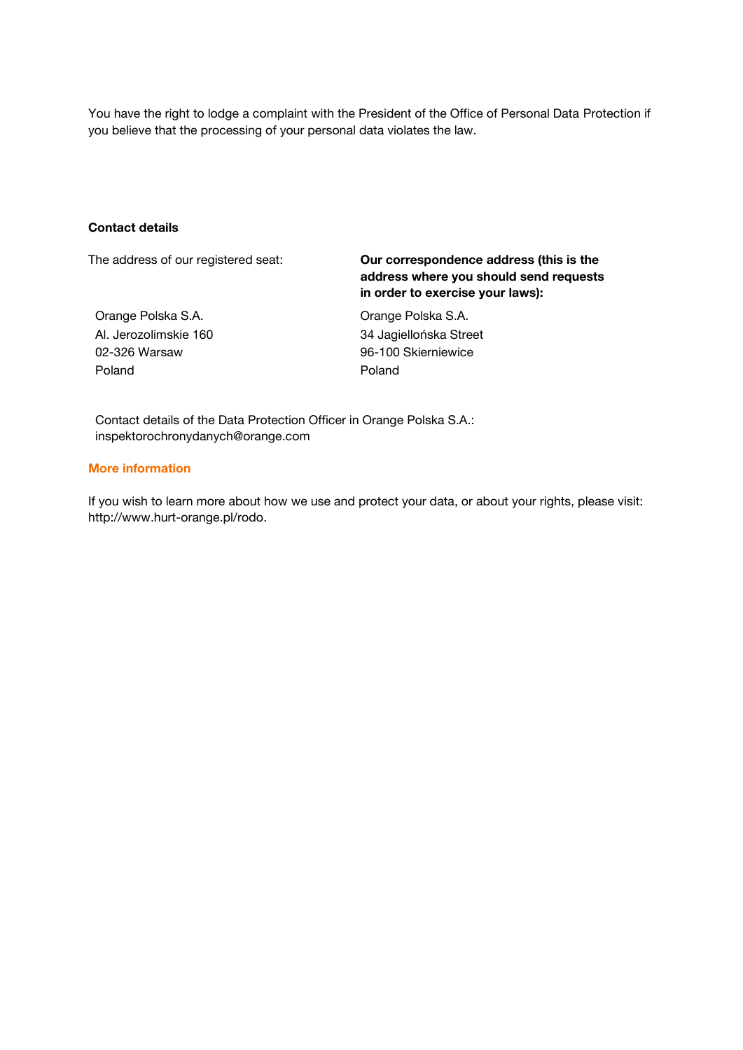You have the right to lodge a complaint with the President of the Office of Personal Data Protection if you believe that the processing of your personal data violates the law.

**Contact details**

The address of our registered seat:

Orange Polska S.A.
Al. Jerozolimskie 160
02-326 Warsaw
Poland

**Our correspondence address (this is the address where you should send requests in order to exercise your laws):**

Orange Polska S.A.
34 Jagiellońska Street
96-100 Skierniewice
Poland

Contact details of the Data Protection Officer in Orange Polska S.A.:
inspektorochronydanych@orange.com

**More information**

If you wish to learn more about how we use and protect your data, or about your rights, please visit: http://www.hurt-orange.pl/rodo.